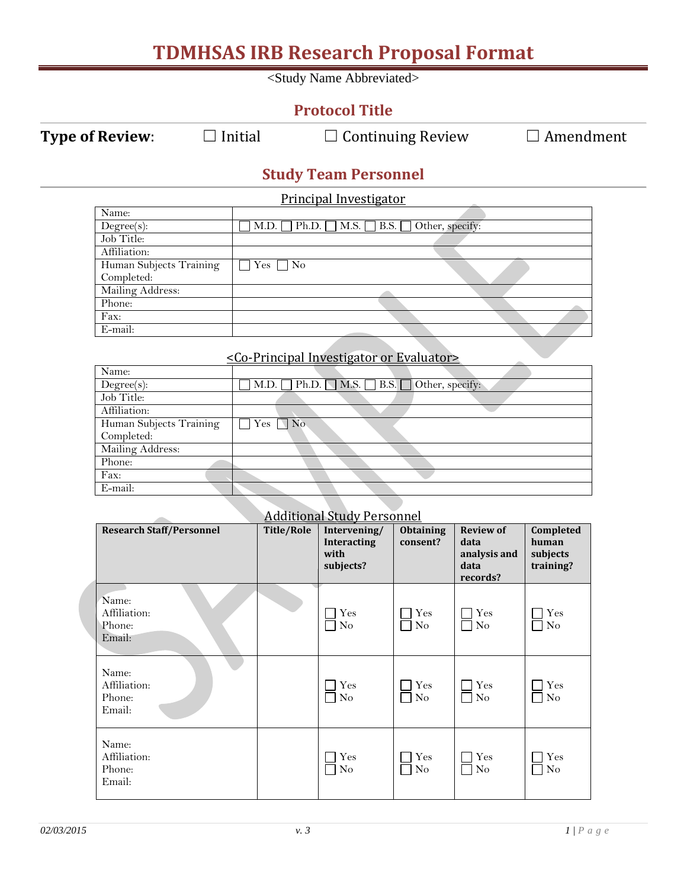# TDMHSAS IRB Research Proposal Format

<Study Name Abbreviated>

## Protocol Title

**Type of Review**: ☐ Initial ☐ Continuing Review ☐ Amendment

## Study Team Personnel

### Principal Investigator

| | |
|---|---|
| Name: | |
| Degree(s): | ☐ M.D. ☐ Ph.D. ☐ M.S. ☐ B.S. ☐ Other, specify: |
| Job Title: | |
| Affiliation: | |
| Human Subjects Training Completed: | ☐ Yes ☐ No |
| Mailing Address: | |
| Phone: | |
| Fax: | |
| E-mail: | |

### <Co-Principal Investigator or Evaluator>

| | |
|---|---|
| Name: | |
| Degree(s): | ☐ M.D. ☐ Ph.D. ☐ M.S. ☐ B.S. ☐ Other, specify: |
| Job Title: | |
| Affiliation: | |
| Human Subjects Training Completed: | ☐ Yes ☐ No |
| Mailing Address: | |
| Phone: | |
| Fax: | |
| E-mail: | |

### Additional Study Personnel

| Research Staff/Personnel | Title/Role | Intervening/ Interacting with subjects? | Obtaining consent? | Review of data analysis and data records? | Completed human subjects training? |
|---|---|---|---|---|---|
| Name:<br>Affiliation:<br>Phone:<br>Email: | | ☐ Yes<br>☐ No | ☐ Yes<br>☐ No | ☐ Yes<br>☐ No | ☐ Yes<br>☐ No |
| Name:<br>Affiliation:<br>Phone:<br>Email: | | ☐ Yes<br>☐ No | ☐ Yes<br>☐ No | ☐ Yes<br>☐ No | ☐ Yes<br>☐ No |
| Name:<br>Affiliation:<br>Phone:<br>Email: | | ☐ Yes<br>☐ No | ☐ Yes<br>☐ No | ☐ Yes<br>☐ No | ☐ Yes<br>☐ No |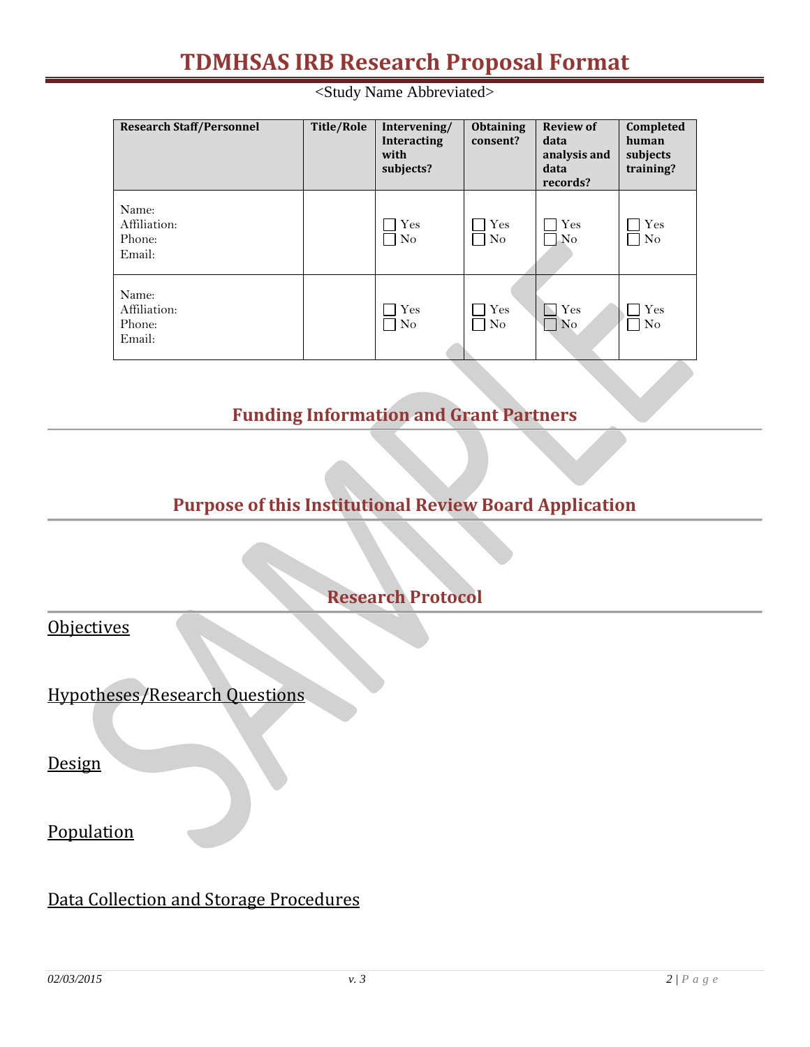# TDMHSAS IRB Research Proposal Format

<Study Name Abbreviated>

| Research Staff/Personnel | Title/Role | Intervening/ Interacting with subjects? | Obtaining consent? | Review of data analysis and data records? | Completed human subjects training? |
|---|---|---|---|---|---|
| Name:<br>Affiliation:<br>Phone:<br>Email: | | ☐ Yes<br>☐ No | ☐ Yes<br>☐ No | ☐ Yes<br>☐ No | ☐ Yes<br>☐ No |
| Name:<br>Affiliation:<br>Phone:<br>Email: | | ☐ Yes<br>☐ No | ☐ Yes<br>☐ No | ☐ Yes<br>☐ No | ☐ Yes<br>☐ No |

## Funding Information and Grant Partners

## Purpose of this Institutional Review Board Application

## Research Protocol

### Objectives

### Hypotheses/Research Questions

### Design

### Population

### Data Collection and Storage Procedures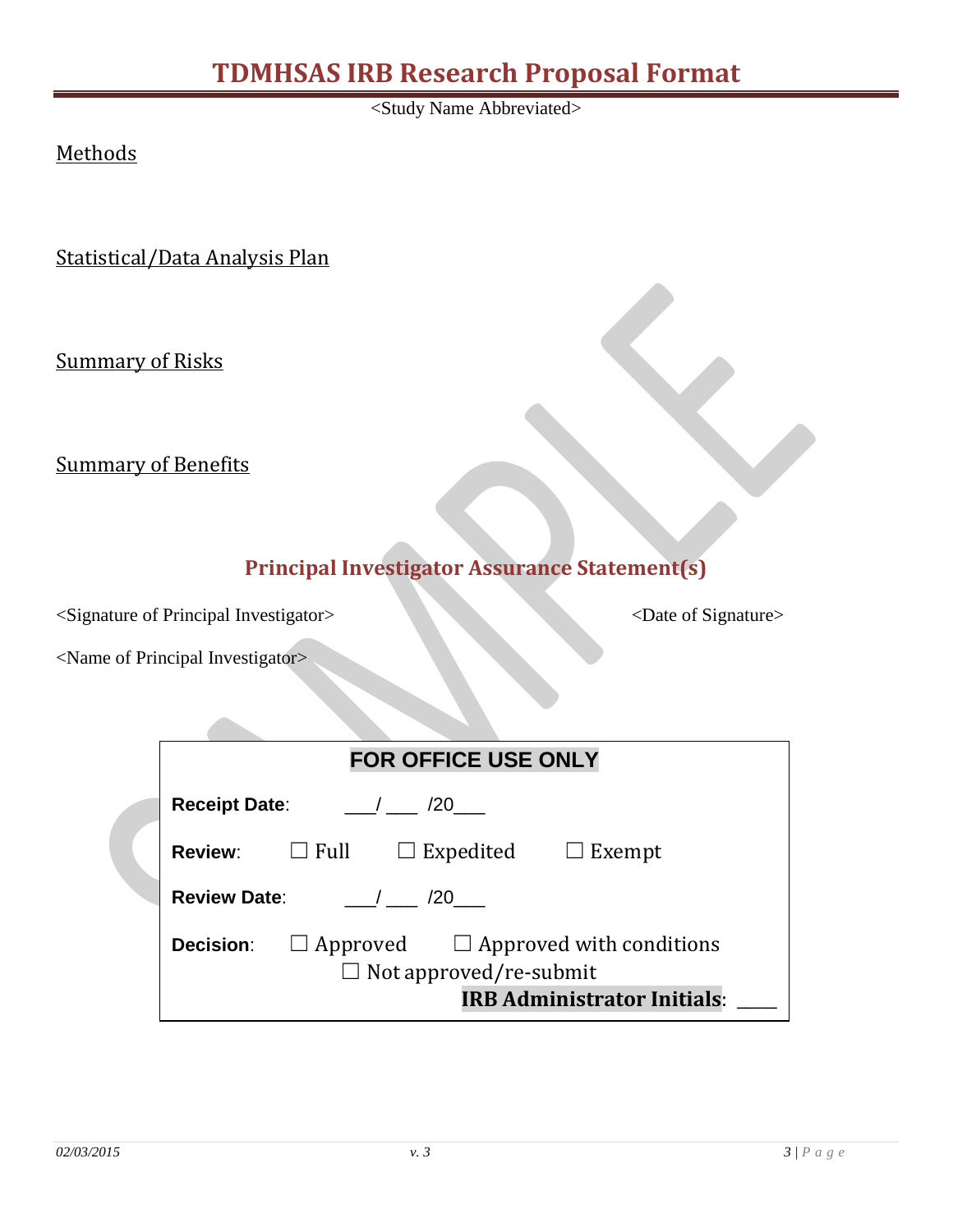<Study Name Abbreviated>

Methods

Statistical/Data Analysis Plan

Summary of Risks

Summary of Benefits

## Principal Investigator Assurance Statement(s)

<Signature of Principal Investigator> <Date of Signature>

<Name of Principal Investigator>

**FOR OFFICE USE ONLY**

**Receipt Date**: ___/ ___ /20___

**Review**: ☐ Full ☐ Expedited ☐ Exempt

**Review Date**: ___/ ___ /20___

**Decision**: ☐ Approved ☐ Approved with conditions ☐ Not approved/re-submit

**IRB Administrator Initials**: ____